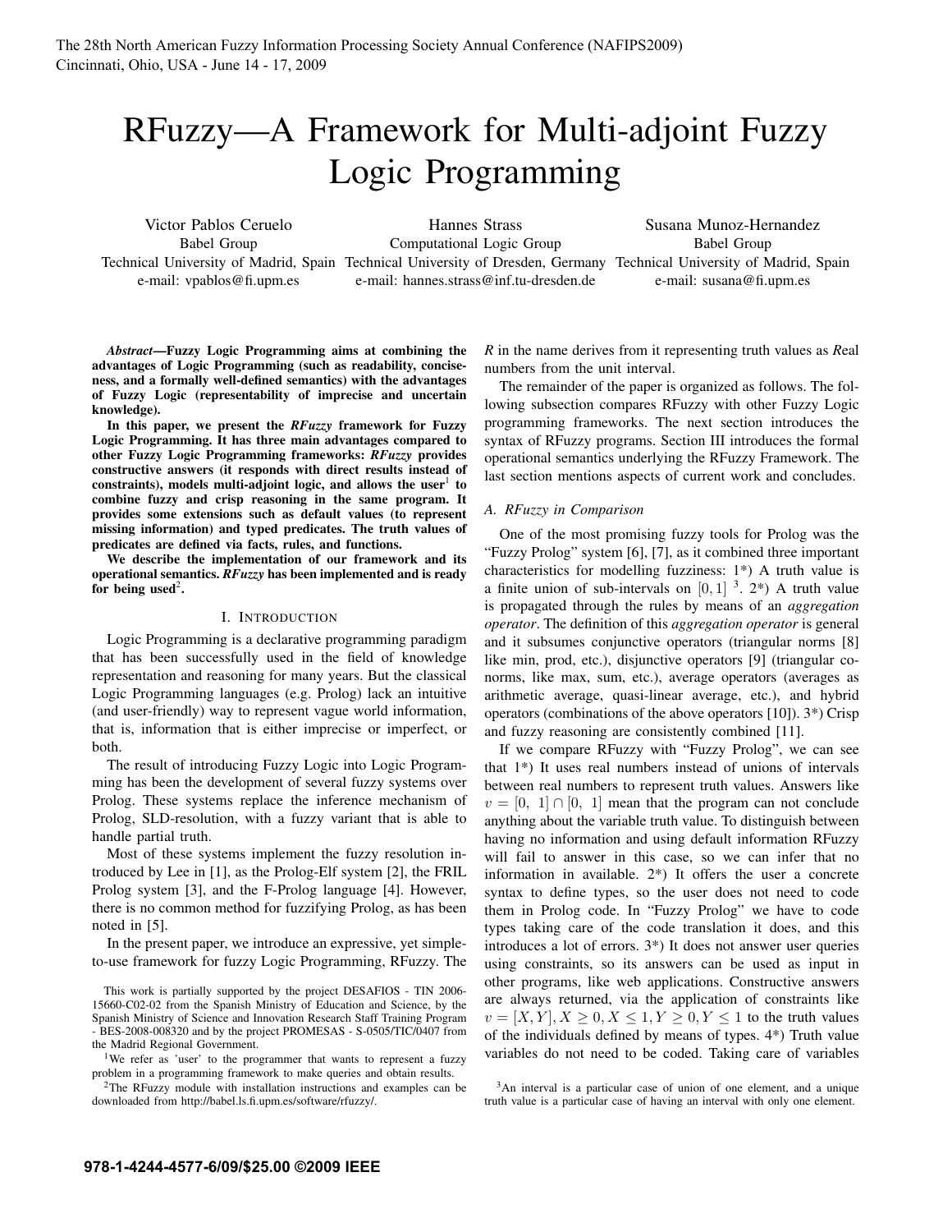# RFuzzy—A Framework for Multi-adjoint Fuzzy Logic Programming

Victor Pablos Ceruelo
Babel Group
Technical University of Madrid, Spain
e-mail: vpablos@fi.upm.es

Hannes Strass
Computational Logic Group
Technical University of Dresden, Germany
e-mail: hannes.strass@inf.tu-dresden.de

Susana Munoz-Hernandez
Babel Group
Technical University of Madrid, Spain
e-mail: susana@fi.upm.es

***Abstract*—Fuzzy Logic Programming aims at combining the advantages of Logic Programming (such as readability, conciseness, and a formally well-defined semantics) with the advantages of Fuzzy Logic (representability of imprecise and uncertain knowledge).**

**In this paper, we present the *RFuzzy* framework for Fuzzy Logic Programming. It has three main advantages compared to other Fuzzy Logic Programming frameworks: *RFuzzy* provides constructive answers (it responds with direct results instead of constraints), models multi-adjoint logic, and allows the user[1] to combine fuzzy and crisp reasoning in the same program. It provides some extensions such as default values (to represent missing information) and typed predicates. The truth values of predicates are defined via facts, rules, and functions.**

**We describe the implementation of our framework and its operational semantics. *RFuzzy* has been implemented and is ready for being used[2].**

## I. Introduction

Logic Programming is a declarative programming paradigm that has been successfully used in the field of knowledge representation and reasoning for many years. But the classical Logic Programming languages (e.g. Prolog) lack an intuitive (and user-friendly) way to represent vague world information, that is, information that is either imprecise or imperfect, or both.

The result of introducing Fuzzy Logic into Logic Programming has been the development of several fuzzy systems over Prolog. These systems replace the inference mechanism of Prolog, SLD-resolution, with a fuzzy variant that is able to handle partial truth.

Most of these systems implement the fuzzy resolution introduced by Lee in [1], as the Prolog-Elf system [2], the FRIL Prolog system [3], and the F-Prolog language [4]. However, there is no common method for fuzzifying Prolog, as has been noted in [5].

In the present paper, we introduce an expressive, yet simple-to-use framework for fuzzy Logic Programming, RFuzzy. The *R* in the name derives from it representing truth values as *R*eal numbers from the unit interval.

The remainder of the paper is organized as follows. The following subsection compares RFuzzy with other Fuzzy Logic programming frameworks. The next section introduces the syntax of RFuzzy programs. Section III introduces the formal operational semantics underlying the RFuzzy Framework. The last section mentions aspects of current work and concludes.

### A. RFuzzy in Comparison

One of the most promising fuzzy tools for Prolog was the "Fuzzy Prolog" system [6], [7], as it combined three important characteristics for modelling fuzziness: 1*) A truth value is a finite union of sub-intervals on $[0, 1]$ [3]. 2*) A truth value is propagated through the rules by means of an *aggregation operator*. The definition of this *aggregation operator* is general and it subsumes conjunctive operators (triangular norms [8] like min, prod, etc.), disjunctive operators [9] (triangular co-norms, like max, sum, etc.), average operators (averages as arithmetic average, quasi-linear average, etc.), and hybrid operators (combinations of the above operators [10]). 3*) Crisp and fuzzy reasoning are consistently combined [11].

If we compare RFuzzy with "Fuzzy Prolog", we can see that 1*) It uses real numbers instead of unions of intervals between real numbers to represent truth values. Answers like $v = [0,\ 1] \cap [0,\ 1]$ mean that the program can not conclude anything about the variable truth value. To distinguish between having no information and using default information RFuzzy will fail to answer in this case, so we can infer that no information in available. 2*) It offers the user a concrete syntax to define types, so the user does not need to code them in Prolog code. In "Fuzzy Prolog" we have to code types taking care of the code translation it does, and this introduces a lot of errors. 3*) It does not answer user queries using constraints, so its answers can be used as input in other programs, like web applications. Constructive answers are always returned, via the application of constraints like $v = [X, Y], X \geq 0, X \leq 1, Y \geq 0, Y \leq 1$ to the truth values of the individuals defined by means of types. 4*) Truth value variables do not need to be coded. Taking care of variables

This work is partially supported by the project DESAFIOS - TIN 2006-15660-C02-02 from the Spanish Ministry of Education and Science, by the Spanish Ministry of Science and Innovation Research Staff Training Program - BES-2008-008320 and by the project PROMESAS - S-0505/TIC/0407 from the Madrid Regional Government.

[1] We refer as 'user' to the programmer that wants to represent a fuzzy problem in a programming framework to make queries and obtain results.

[2] The RFuzzy module with installation instructions and examples can be downloaded from http://babel.ls.fi.upm.es/software/rfuzzy/.

[3] An interval is a particular case of union of one element, and a unique truth value is a particular case of having an interval with only one element.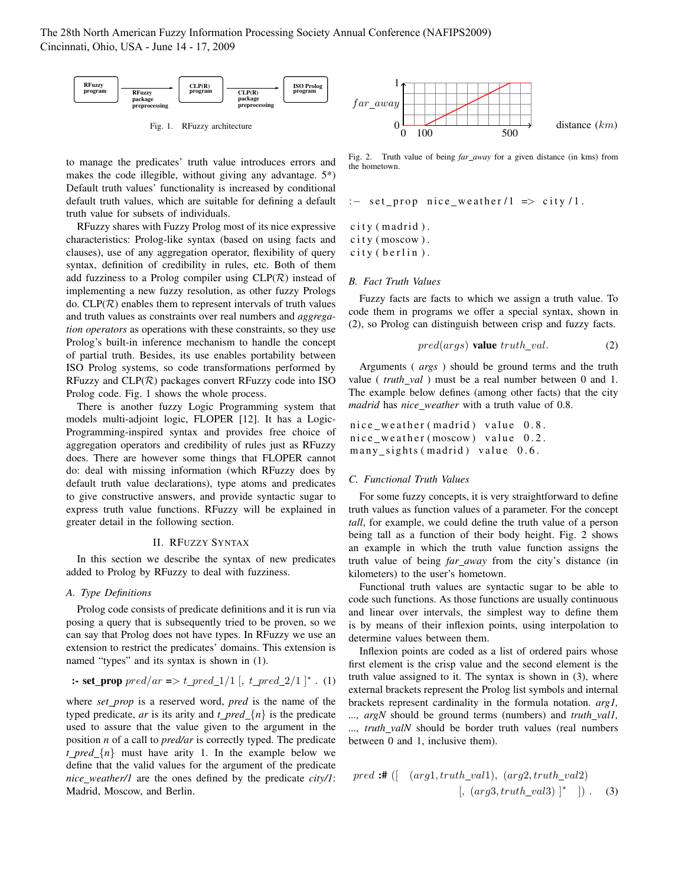Fig. 1. RFuzzy architecture

to manage the predicates' truth value introduces errors and makes the code illegible, without giving any advantage. 5*) Default truth values' functionality is increased by conditional default truth values, which are suitable for defining a default truth value for subsets of individuals.

RFuzzy shares with Fuzzy Prolog most of its nice expressive characteristics: Prolog-like syntax (based on using facts and clauses), use of any aggregation operator, flexibility of query syntax, definition of credibility in rules, etc. Both of them add fuzziness to a Prolog compiler using CLP($\mathcal{R}$) instead of implementing a new fuzzy resolution, as other fuzzy Prologs do. CLP($\mathcal{R}$) enables them to represent intervals of truth values and truth values as constraints over real numbers and *aggregation operators* as operations with these constraints, so they use Prolog's built-in inference mechanism to handle the concept of partial truth. Besides, its use enables portability between ISO Prolog systems, so code transformations performed by RFuzzy and CLP($\mathcal{R}$) packages convert RFuzzy code into ISO Prolog code. Fig. 1 shows the whole process.

There is another fuzzy Logic Programming system that models multi-adjoint logic, FLOPER [12]. It has a Logic-Programming-inspired syntax and provides free choice of aggregation operators and credibility of rules just as RFuzzy does. There are however some things that FLOPER cannot do: deal with missing information (which RFuzzy does by default truth value declarations), type atoms and predicates to give constructive answers, and provide syntactic sugar to express truth value functions. RFuzzy will be explained in greater detail in the following section.

## II. RFuzzy Syntax

In this section we describe the syntax of new predicates added to Prolog by RFuzzy to deal with fuzziness.

### A. Type Definitions

Prolog code consists of predicate definitions and it is run via posing a query that is subsequently tried to be proven, so we can say that Prolog does not have types. In RFuzzy we use an extension to restrict the predicates' domains. This extension is named "types" and its syntax is shown in (1).

$$\textbf{:- set\_prop}\ pred/ar\ \textbf{=>}\ t\_pred\_1/1\ [,\ t\_pred\_2/1\ ]^*\ .\quad (1)$$

where *set_prop* is a reserved word, *pred* is the name of the typed predicate, *ar* is its arity and *t_pred_{n}* is the predicate used to assure that the value given to the argument in the position *n* of a call to *pred/ar* is correctly typed. The predicate *t_pred_{n}* must have arity 1. In the example below we define that the valid values for the argument of the predicate *nice_weather/1* are the ones defined by the predicate *city/1*: Madrid, Moscow, and Berlin.

Fig. 2. Truth value of being *far_away* for a given distance (in kms) from the hometown.

```
:- set_prop nice_weather/1 => city/1.

city(madrid).
city(moscow).
city(berlin).
```

### B. Fact Truth Values

Fuzzy facts are facts to which we assign a truth value. To code them in programs we offer a special syntax, shown in (2), so Prolog can distinguish between crisp and fuzzy facts.

$$pred(args)\ \textbf{value}\ truth\_val.\qquad (2)$$

Arguments ( *args* ) should be ground terms and the truth value ( *truth_val* ) must be a real number between 0 and 1. The example below defines (among other facts) that the city *madrid* has *nice_weather* with a truth value of 0.8.

```
nice_weather(madrid) value 0.8.
nice_weather(moscow) value 0.2.
many_sights(madrid) value 0.6.
```

### C. Functional Truth Values

For some fuzzy concepts, it is very straightforward to define truth values as function values of a parameter. For the concept *tall*, for example, we could define the truth value of a person being tall as a function of their body height. Fig. 2 shows an example in which the truth value function assigns the truth value of being *far_away* from the city's distance (in kilometers) to the user's hometown.

Functional truth values are syntactic sugar to be able to code such functions. As those functions are usually continuous and linear over intervals, the simplest way to define them is by means of their inflexion points, using interpolation to determine values between them.

Inflexion points are coded as a list of ordered pairs whose first element is the crisp value and the second element is the truth value assigned to it. The syntax is shown in (3), where external brackets represent the Prolog list symbols and internal brackets represent cardinality in the formula notation. *arg1, ..., argN* should be ground terms (numbers) and *truth_val1, ..., truth_valN* should be border truth values (real numbers between 0 and 1, inclusive them).

$$pred\ \textbf{:\#}\ ([\ \ (arg1, truth\_val1),\ (arg2, truth\_val2)\ [,\ (arg3, truth\_val3)\ ]^*\ \ ])\ .\qquad (3)$$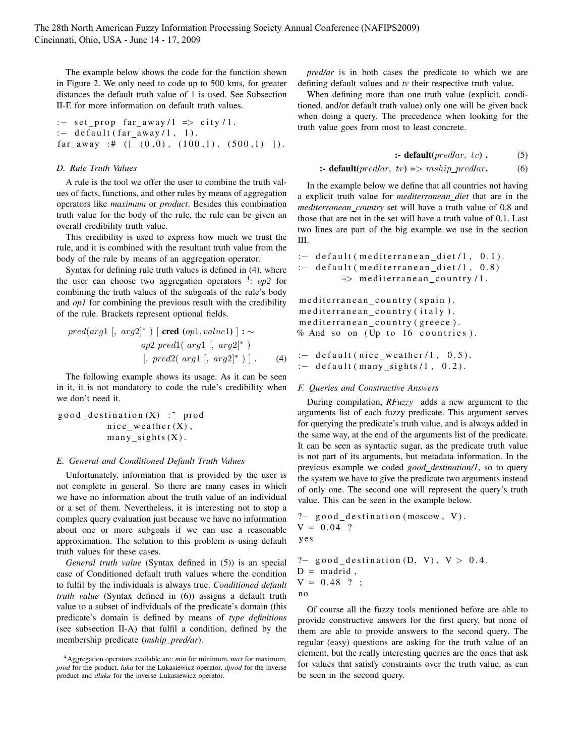The example below shows the code for the function shown in Figure 2. We only need to code up to 500 kms, for greater distances the default truth value of 1 is used. See Subsection II-E for more information on default truth values.

```
:- set_prop far_away/1 => city/1.
:- default(far_away/1, 1).
far_away :# ([ (0,0), (100,1), (500,1) ]).
```

### D. Rule Truth Values

A rule is the tool we offer the user to combine the truth values of facts, functions, and other rules by means of aggregation operators like *maximum* or *product*. Besides this combination truth value for the body of the rule, the rule can be given an overall credibility truth value.

This credibility is used to express how much we trust the rule, and it is combined with the resultant truth value from the body of the rule by means of an aggregation operator.

Syntax for defining rule truth values is defined in (4), where the user can choose two aggregation operators [4]: *op2* for combining the truth values of the subgoals of the rule's body and *op1* for combining the previous result with the credibility of the rule. Brackets represent optional fields.

$$pred(arg1\ [,\ arg2]^*\ )\ [\ \textbf{cred}\ (op1, value1)\ ]\ \textbf{:}\sim \\ op2\ pred1(\ arg1\ [,\ arg2]^*\ ) \\ [,\ pred2(\ arg1\ [,\ arg2]^*\ )\ ]\ . \qquad (4)$$

The following example shows its usage. As it can be seen in it, it is not mandatory to code the rule's credibility when we don't need it.

```
good_destination(X) :~ prod
        nice_weather(X),
        many_sights(X).
```

### E. General and Conditioned Default Truth Values

Unfortunately, information that is provided by the user is not complete in general. So there are many cases in which we have no information about the truth value of an individual or a set of them. Nevertheless, it is interesting not to stop a complex query evaluation just because we have no information about one or more subgoals if we can use a reasonable approximation. The solution to this problem is using default truth values for these cases.

*General truth value* (Syntax defined in (5)) is an special case of Conditioned default truth values where the condition to fulfil by the individuals is always true. *Conditioned default truth value* (Syntax defined in (6)) assigns a default truth value to a subset of individuals of the predicate's domain (this predicate's domain is defined by means of *type definitions* (see subsection II-A) that fulfil a condition, defined by the membership predicate (*mship_pred/ar*).

*pred/ar* is in both cases the predicate to which we are defining default values and *tv* their respective truth value.

When defining more than one truth value (explicit, conditioned, and/or default truth value) only one will be given back when doing a query. The precedence when looking for the truth value goes from most to least concrete.

$$\textbf{:- default}(pred/ar,\ tv)\ . \qquad (5)$$

$$\textbf{:- default}(pred/ar,\ tv)\ \textbf{=>}\ mship\_pred/ar\textbf{.} \qquad (6)$$

In the example below we define that all countries not having a explicit truth value for *mediterranean_diet* that are in the *mediterranean_country* set will have a truth value of 0.8 and those that are not in the set will have a truth value of 0.1. Last two lines are part of the big example we use in the section III.

```
:- default(mediterranean_diet/1, 0.1).
:- default(mediterranean_diet/1, 0.8)
        => mediterranean_country/1.

mediterranean_country(spain).
mediterranean_country(italy).
mediterranean_country(greece).
% And so on (Up to 16 countries).

:- default(nice_weather/1, 0.5).
:- default(many_sights/1, 0.2).
```

### F. Queries and Constructive Answers

During compilation, *RFuzzy* adds a new argument to the arguments list of each fuzzy predicate. This argument serves for querying the predicate's truth value, and is always added in the same way, at the end of the arguments list of the predicate. It can be seen as syntactic sugar, as the predicate truth value is not part of its arguments, but metadata information. In the previous example we coded *good_destination/1*, so to query the system we have to give the predicate two arguments instead of only one. The second one will represent the query's truth value. This can be seen in the example below.

```
?- good_destination(moscow, V).
V = 0.04 ?
yes

?- good_destination(D, V), V > 0.4.
D = madrid,
V = 0.48 ? ;
no
```

Of course all the fuzzy tools mentioned before are able to provide constructive answers for the first query, but none of them are able to provide answers to the second query. The regular (easy) questions are asking for the truth value of an element, but the really interesting queries are the ones that ask for values that satisfy constraints over the truth value, as can be seen in the second query.

[4] Aggregation operators available are: *min* for minimum, *max* for maximum, *prod* for the product, *luka* for the Lukasiewicz operator, *dprod* for the inverse product and *dluka* for the inverse Lukasiewicz operator.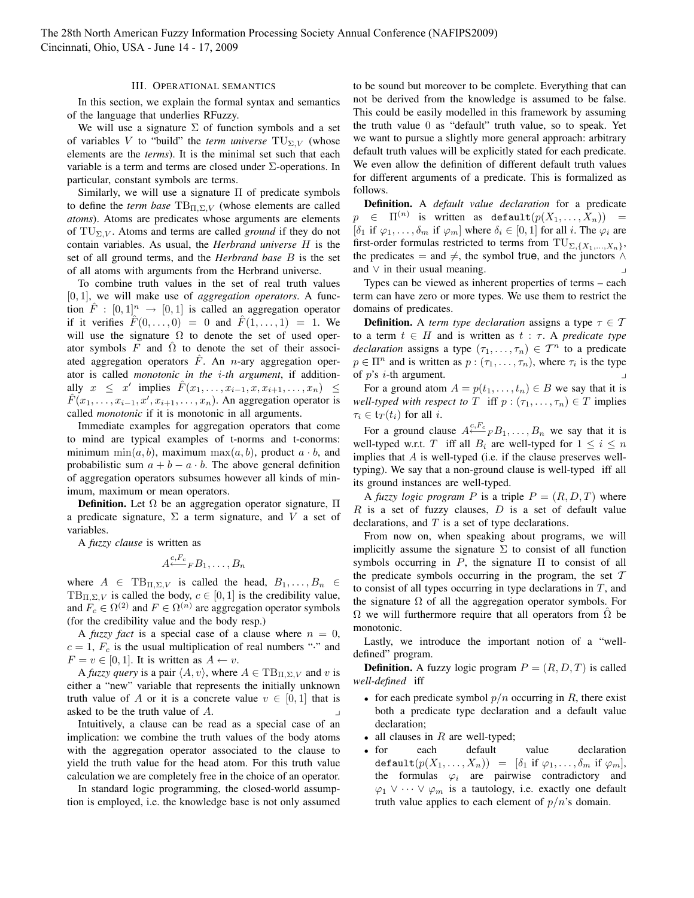## III. Operational semantics

In this section, we explain the formal syntax and semantics of the language that underlies RFuzzy.

We will use a signature $\Sigma$ of function symbols and a set of variables $V$ to "build" the *term universe* $\mathrm{TU}_{\Sigma,V}$ (whose elements are the *terms*). It is the minimal set such that each variable is a term and terms are closed under $\Sigma$-operations. In particular, constant symbols are terms.

Similarly, we will use a signature $\Pi$ of predicate symbols to define the *term base* $\mathrm{TB}_{\Pi,\Sigma,V}$ (whose elements are called *atoms*). Atoms are predicates whose arguments are elements of $\mathrm{TU}_{\Sigma,V}$. Atoms and terms are called *ground* if they do not contain variables. As usual, the *Herbrand universe* $H$ is the set of all ground terms, and the *Herbrand base* $B$ is the set of all atoms with arguments from the Herbrand universe.

To combine truth values in the set of real truth values $[0,1]$, we will make use of *aggregation operators*. A function $\hat{F} : [0,1]^n \to [0,1]$ is called an aggregation operator if it verifies $\hat{F}(0,\dots,0) = 0$ and $\hat{F}(1,\dots,1) = 1$. We will use the signature $\Omega$ to denote the set of used operator symbols $F$ and $\hat{\Omega}$ to denote the set of their associated aggregation operators $\hat{F}$. An $n$-ary aggregation operator is called *monotonic in the i-th argument*, if additionally $x \le x'$ implies $\hat{F}(x_1,\dots,x_{i-1},x,x_{i+1},\dots,x_n) \le \hat{F}(x_1,\dots,x_{i-1},x',x_{i+1},\dots,x_n)$. An aggregation operator is called *monotonic* if it is monotonic in all arguments.

Immediate examples for aggregation operators that come to mind are typical examples of t-norms and t-conorms: minimum $\min(a,b)$, maximum $\max(a,b)$, product $a \cdot b$, and probabilistic sum $a + b - a \cdot b$. The above general definition of aggregation operators subsumes however all kinds of minimum, maximum or mean operators.

**Definition.** Let $\Omega$ be an aggregation operator signature, $\Pi$ a predicate signature, $\Sigma$ a term signature, and $V$ a set of variables.

A *fuzzy clause* is written as

$$A \overset{c,F_c}{\longleftarrow}_F B_1,\dots,B_n$$

where $A \in \mathrm{TB}_{\Pi,\Sigma,V}$ is called the head, $B_1,\dots,B_n \in \mathrm{TB}_{\Pi,\Sigma,V}$ is called the body, $c \in [0,1]$ is the credibility value, and $F_c \in \Omega^{(2)}$ and $F \in \Omega^{(n)}$ are aggregation operator symbols (for the credibility value and the body resp.)

A *fuzzy fact* is a special case of a clause where $n = 0$, $c = 1$, $F_c$ is the usual multiplication of real numbers "$\cdot$" and $F = v \in [0,1]$. It is written as $A \leftarrow v$.

A *fuzzy query* is a pair $\langle A, v\rangle$, where $A \in \mathrm{TB}_{\Pi,\Sigma,V}$ and $v$ is either a "new" variable that represents the initially unknown truth value of $A$ or it is a concrete value $v \in [0,1]$ that is asked to be the truth value of $A$. ⌟

Intuitively, a clause can be read as a special case of an implication: we combine the truth values of the body atoms with the aggregation operator associated to the clause to yield the truth value for the head atom. For this truth value calculation we are completely free in the choice of an operator.

In standard logic programming, the closed-world assumption is employed, i.e. the knowledge base is not only assumed to be sound but moreover to be complete. Everything that can not be derived from the knowledge is assumed to be false. This could be easily modelled in this framework by assuming the truth value 0 as "default" truth value, so to speak. Yet we want to pursue a slightly more general approach: arbitrary default truth values will be explicitly stated for each predicate. We even allow the definition of different default truth values for different arguments of a predicate. This is formalized as follows.

**Definition.** A *default value declaration* for a predicate $p \in \Pi^{(n)}$ is written as $\texttt{default}(p(X_1,\dots,X_n)) = [\delta_1 \text{ if } \varphi_1,\dots,\delta_m \text{ if } \varphi_m]$ where $\delta_i \in [0,1]$ for all $i$. The $\varphi_i$ are first-order formulas restricted to terms from $\mathrm{TU}_{\Sigma,\{X_1,\dots,X_n\}}$, the predicates $=$ and $\neq$, the symbol $\mathsf{true}$, and the junctors $\wedge$ and $\vee$ in their usual meaning. ⌟

Types can be viewed as inherent properties of terms – each term can have zero or more types. We use them to restrict the domains of predicates.

**Definition.** A *term type declaration* assigns a type $\tau \in \mathcal{T}$ to a term $t \in H$ and is written as $t : \tau$. A *predicate type declaration* assigns a type $(\tau_1,\dots,\tau_n) \in \mathcal{T}^n$ to a predicate $p \in \Pi^n$ and is written as $p : (\tau_1,\dots,\tau_n)$, where $\tau_i$ is the type of $p$'s $i$-th argument. ⌟

For a ground atom $A = p(t_1,\dots,t_n) \in B$ we say that it is *well-typed with respect to* $T$ iff $p : (\tau_1,\dots,\tau_n) \in T$ implies $\tau_i \in \mathfrak{t}_T(t_i)$ for all $i$.

For a ground clause $A \overset{c,F_c}{\longleftarrow}_F B_1,\dots,B_n$ we say that it is well-typed w.r.t. $T$ iff all $B_i$ are well-typed for $1 \le i \le n$ implies that $A$ is well-typed (i.e. if the clause preserves well-typing). We say that a non-ground clause is well-typed iff all its ground instances are well-typed.

A *fuzzy logic program* $P$ is a triple $P = (R, D, T)$ where $R$ is a set of fuzzy clauses, $D$ is a set of default value declarations, and $T$ is a set of type declarations.

From now on, when speaking about programs, we will implicitly assume the signature $\Sigma$ to consist of all function symbols occurring in $P$, the signature $\Pi$ to consist of all the predicate symbols occurring in the program, the set $\mathcal{T}$ to consist of all types occurring in type declarations in $T$, and the signature $\Omega$ of all the aggregation operator symbols. For $\Omega$ we will furthermore require that all operators from $\hat{\Omega}$ be monotonic.

Lastly, we introduce the important notion of a "well-defined" program.

**Definition.** A fuzzy logic program $P = (R, D, T)$ is called *well-defined* iff

- for each predicate symbol $p/n$ occurring in $R$, there exist both a predicate type declaration and a default value declaration;
- all clauses in $R$ are well-typed;
- for each default value declaration $\texttt{default}(p(X_1,\dots,X_n)) = [\delta_1 \text{ if } \varphi_1,\dots,\delta_m \text{ if } \varphi_m]$, the formulas $\varphi_i$ are pairwise contradictory and $\varphi_1 \vee \dots \vee \varphi_m$ is a tautology, i.e. exactly one default truth value applies to each element of $p/n$'s domain.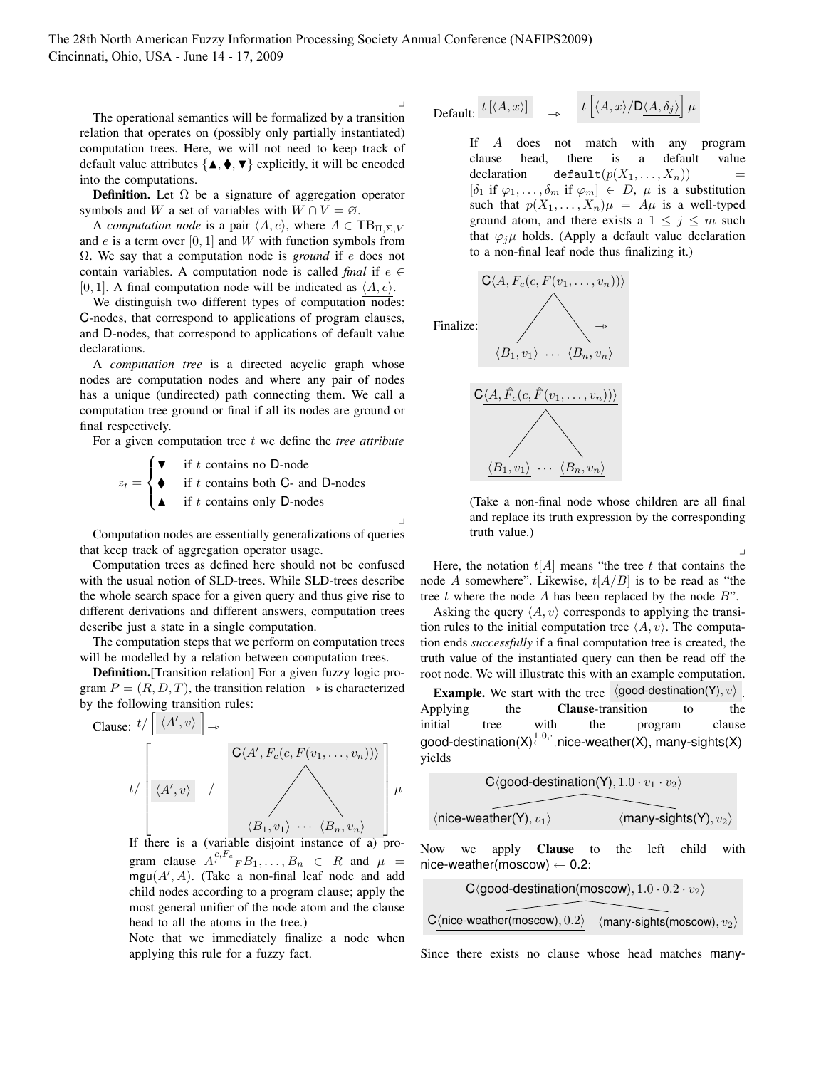The operational semantics will be formalized by a transition relation that operates on (possibly only partially instantiated) computation trees. Here, we will not need to keep track of default value attributes $\{\blacktriangle, \blacklozenge, \blacktriangledown\}$ explicitly, it will be encoded into the computations.

**Definition.** Let $\Omega$ be a signature of aggregation operator symbols and $W$ a set of variables with $W \cap V = \varnothing$.

A *computation node* is a pair $\langle A, e \rangle$, where $A \in \mathrm{TB}_{\Pi,\Sigma,V}$ and $e$ is a term over $[0,1]$ and $W$ with function symbols from $\Omega$. We say that a computation node is *ground* if $e$ does not contain variables. A computation node is called *final* if $e \in [0,1]$. A final computation node will be indicated as $\underline{\langle A, e \rangle}$.

We distinguish two different types of computation nodes: C-nodes, that correspond to applications of program clauses, and D-nodes, that correspond to applications of default value declarations.

A *computation tree* is a directed acyclic graph whose nodes are computation nodes and where any pair of nodes has a unique (undirected) path connecting them. We call a computation tree ground or final if all its nodes are ground or final respectively.

For a given computation tree $t$ we define the *tree attribute*

$$z_t = \begin{cases} \blacktriangledown & \text{if } t \text{ contains no D-node} \\ \blacklozenge & \text{if } t \text{ contains both C- and D-nodes} \\ \blacktriangle & \text{if } t \text{ contains only D-nodes} \end{cases}$$

Computation nodes are essentially generalizations of queries that keep track of aggregation operator usage.

Computation trees as defined here should not be confused with the usual notion of SLD-trees. While SLD-trees describe the whole search space for a given query and thus give rise to different derivations and different answers, computation trees describe just a state in a single computation.

The computation steps that we perform on computation trees will be modelled by a relation between computation trees.

**Definition.**[Transition relation] For a given fuzzy logic program $P = (R, D, T)$, the transition relation $\multimap$ is characterized by the following transition rules:

Clause: $t/\left[\ \langle A', v \rangle\ \right] \multimap$

$$t/\left[\ \langle A', v \rangle \ \Big/ \ \begin{array}{c} \mathsf{C}\langle A', F_c(c, F(v_1, \ldots, v_n)) \rangle \\ \diagup \quad \diagdown \\ \langle B_1, v_1 \rangle \ \cdots \ \langle B_n, v_n \rangle \end{array} \right] \mu$$

If there is a (variable disjoint instance of a) program clause $A \overset{c,F_c}{\longleftarrow}_F B_1, \ldots, B_n \in R$ and $\mu = \mathrm{mgu}(A', A)$. (Take a non-final leaf node and add child nodes according to a program clause; apply the most general unifier of the node atom and the clause head to all the atoms in the tree.)

Note that we immediately finalize a node when applying this rule for a fuzzy fact.

Default: $t\left[\langle A, x \rangle\right] \multimap t\left[\langle A, x \rangle / \mathsf{D}\underline{\langle A, \delta_j \rangle}\right]\mu$

If $A$ does not match with any program clause head, there is a default value declaration `default`$(p(X_1, \ldots, X_n)) = [\delta_1 \text{ if } \varphi_1, \ldots, \delta_m \text{ if } \varphi_m] \in D$, $\mu$ is a substitution such that $p(X_1, \ldots, X_n)\mu = A\mu$ is a well-typed ground atom, and there exists a $1 \leq j \leq m$ such that $\varphi_j\mu$ holds. (Apply a default value declaration to a non-final leaf node thus finalizing it.)

Finalize:

$$\begin{array}{c} \mathsf{C}\langle A, F_c(c, F(v_1, \ldots, v_n)) \rangle \\ \diagup \quad \diagdown \\ \underline{\langle B_1, v_1 \rangle} \ \cdots \ \underline{\langle B_n, v_n \rangle} \end{array} \multimap \begin{array}{c} \mathsf{C}\underline{\langle A, \hat{F}_c(c, \hat{F}(v_1, \ldots, v_n)) \rangle} \\ \diagup \quad \diagdown \\ \underline{\langle B_1, v_1 \rangle} \ \cdots \ \underline{\langle B_n, v_n \rangle} \end{array}$$

(Take a non-final node whose children are all final and replace its truth expression by the corresponding truth value.)

Here, the notation $t[A]$ means "the tree $t$ that contains the node $A$ somewhere". Likewise, $t[A/B]$ is to be read as "the tree $t$ where the node $A$ has been replaced by the node $B$".

Asking the query $\langle A, v \rangle$ corresponds to applying the transition rules to the initial computation tree $\langle A, v \rangle$. The computation ends *successfully* if a final computation tree is created, the truth value of the instantiated query can then be read off the root node. We will illustrate this with an example computation.

**Example.** We start with the tree $\langle \text{good-destination(Y)}, v \rangle$. Applying the **Clause**-transition to the initial tree with the program clause good-destination(X)$\overset{1.0,\cdot}{\longleftarrow}_{\cdot}$ nice-weather(X), many-sights(X) yields

$$\begin{array}{c} \mathsf{C}\langle \text{good-destination(Y)}, 1.0 \cdot v_1 \cdot v_2 \rangle \\ \diagup \qquad \diagdown \\ \langle \text{nice-weather(Y)}, v_1 \rangle \qquad \langle \text{many-sights(Y)}, v_2 \rangle \end{array}$$

Now we apply **Clause** to the left child with nice-weather(moscow) $\leftarrow 0.2$:

$$\begin{array}{c} \mathsf{C}\langle \text{good-destination(moscow)}, 1.0 \cdot 0.2 \cdot v_2 \rangle \\ \diagup \qquad \diagdown \\ \mathsf{C}\underline{\langle \text{nice-weather(moscow)}, 0.2 \rangle} \quad \langle \text{many-sights(moscow)}, v_2 \rangle \end{array}$$

Since there exists no clause whose head matches many-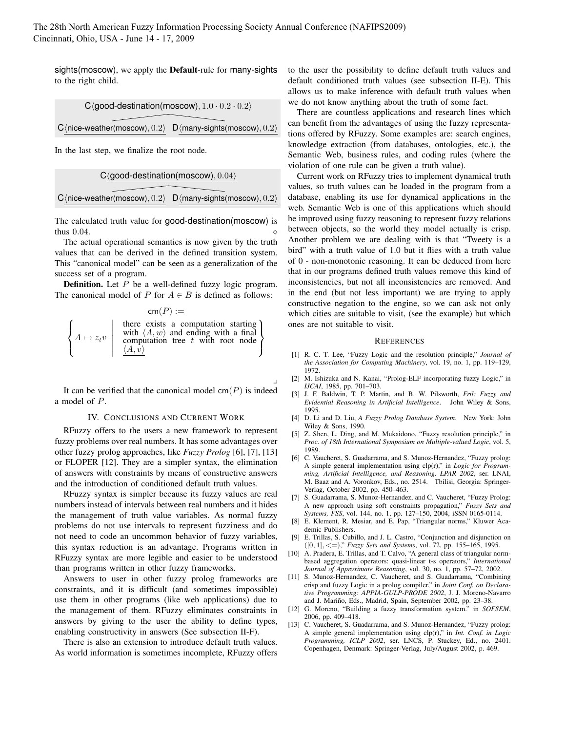sights(moscow), we apply the **Default**-rule for many-sights to the right child.

$$\dfrac{\mathsf{C}\langle \text{good-destination(moscow)}, 1.0 \cdot 0.2 \cdot 0.2\rangle}{\mathsf{C}\langle \text{nice-weather(moscow)}, 0.2\rangle \quad \mathsf{D}\langle \text{many-sights(moscow)}, 0.2\rangle}$$

In the last step, we finalize the root node.

$$\dfrac{\mathsf{C}\langle \text{good-destination(moscow)}, 0.04\rangle}{\mathsf{C}\langle \text{nice-weather(moscow)}, 0.2\rangle \quad \mathsf{D}\langle \text{many-sights(moscow)}, 0.2\rangle}$$

The calculated truth value for good-destination(moscow) is thus $0.04$. ⋄

The actual operational semantics is now given by the truth values that can be derived in the defined transition system. This "canonical model" can be seen as a generalization of the success set of a program.

**Definition.** Let $P$ be a well-defined fuzzy logic program. The canonical model of $P$ for $A \in B$ is defined as follows:

$$\mathsf{cm}(P) := \left\{ A \mapsto z_t v \;\middle|\; \begin{array}{l} \text{there exists a computation starting} \\ \text{with } \langle A, w\rangle \text{ and ending with a final} \\ \text{computation tree } t \text{ with root node} \\ \underline{\langle A, v\rangle} \end{array} \right\}$$

It can be verified that the canonical model $\mathsf{cm}(P)$ is indeed a model of $P$.

## IV. Conclusions and Current Work

RFuzzy offers to the users a new framework to represent fuzzy problems over real numbers. It has some advantages over other fuzzy prolog approaches, like *Fuzzy Prolog* [6], [7], [13] or FLOPER [12]. They are a simpler syntax, the elimination of answers with constraints by means of constructive answers and the introduction of conditioned default truth values.

RFuzzy syntax is simpler because its fuzzy values are real numbers instead of intervals between real numbers and it hides the management of truth value variables. As normal fuzzy problems do not use intervals to represent fuzziness and do not need to code an uncommon behavior of fuzzy variables, this syntax reduction is an advantage. Programs written in RFuzzy syntax are more legible and easier to be understood than programs written in other fuzzy frameworks.

Answers to user in other fuzzy prolog frameworks are constraints, and it is difficult (and sometimes impossible) use them in other programs (like web applications) due to the management of them. RFuzzy eliminates constraints in answers by giving to the user the ability to define types, enabling constructivity in answers (See subsection II-F).

There is also an extension to introduce default truth values. As world information is sometimes incomplete, RFuzzy offers to the user the possibility to define default truth values and default conditioned truth values (see subsection II-E). This allows us to make inference with default truth values when we do not know anything about the truth of some fact.

There are countless applications and research lines which can benefit from the advantages of using the fuzzy representations offered by RFuzzy. Some examples are: search engines, knowledge extraction (from databases, ontologies, etc.), the Semantic Web, business rules, and coding rules (where the violation of one rule can be given a truth value).

Current work on RFuzzy tries to implement dynamical truth values, so truth values can be loaded in the program from a database, enabling its use for dynamical applications in the web. Semantic Web is one of this applications which should be improved using fuzzy reasoning to represent fuzzy relations between objects, so the world they model actually is crisp. Another problem we are dealing with is that "Tweety is a bird" with a truth value of 1.0 but it flies with a truth value of 0 - non-monotonic reasoning. It can be deduced from here that in our programs defined truth values remove this kind of inconsistencies, but not all inconsistencies are removed. And in the end (but not less important) we are trying to apply constructive negation to the engine, so we can ask not only which cities are suitable to visit, (see the example) but which ones are not suitable to visit.

## References

[1] R. C. T. Lee, "Fuzzy Logic and the resolution principle," *Journal of the Association for Computing Machinery*, vol. 19, no. 1, pp. 119–129, 1972.

[2] M. Ishizuka and N. Kanai, "Prolog-ELF incorporating fuzzy Logic," in *IJCAI*, 1985, pp. 701–703.

[3] J. F. Baldwin, T. P. Martin, and B. W. Pilsworth, *Fril: Fuzzy and Evidential Reasoning in Artificial Intelligence*. John Wiley & Sons, 1995.

[4] D. Li and D. Liu, *A Fuzzy Prolog Database System*. New York: John Wiley & Sons, 1990.

[5] Z. Shen, L. Ding, and M. Mukaidono, "Fuzzy resolution principle," in *Proc. of 18th International Symposium on Multiple-valued Logic*, vol. 5, 1989.

[6] C. Vaucheret, S. Guadarrama, and S. Munoz-Hernandez, "Fuzzy prolog: A simple general implementation using clp(r)," in *Logic for Programming, Artificial Intelligence, and Reasoning, LPAR 2002*, ser. LNAI, M. Baaz and A. Voronkov, Eds., no. 2514. Tbilisi, Georgia: Springer-Verlag, October 2002, pp. 450–463.

[7] S. Guadarrama, S. Munoz-Hernandez, and C. Vaucheret, "Fuzzy Prolog: A new approach using soft constraints propagation," *Fuzzy Sets and Systems, FSS*, vol. 144, no. 1, pp. 127–150, 2004, iSSN 0165-0114.

[8] E. Klement, R. Mesiar, and E. Pap, "Triangular norms," Kluwer Academic Publishers.

[9] E. Trillas, S. Cubillo, and J. L. Castro, "Conjunction and disjunction on $([0, 1], <=)$," *Fuzzy Sets and Systems*, vol. 72, pp. 155–165, 1995.

[10] A. Pradera, E. Trillas, and T. Calvo, "A general class of triangular norm-based aggregation operators: quasi-linear t-s operators," *International Journal of Approximate Reasoning*, vol. 30, no. 1, pp. 57–72, 2002.

[11] S. Munoz-Hernandez, C. Vaucheret, and S. Guadarrama, "Combining crisp and fuzzy Logic in a prolog compiler," in *Joint Conf. on Declarative Programming: APPIA-GULP-PRODE 2002*, J. J. Moreno-Navarro and J. Mariño, Eds., Madrid, Spain, September 2002, pp. 23–38.

[12] G. Moreno, "Building a fuzzy transformation system." in *SOFSEM*, 2006, pp. 409–418.

[13] C. Vaucheret, S. Guadarrama, and S. Munoz-Hernandez, "Fuzzy prolog: A simple general implementation using clp(r)," in *Int. Conf. in Logic Programming, ICLP 2002*, ser. LNCS, P. Stuckey, Ed., no. 2401. Copenhagen, Denmark: Springer-Verlag, July/August 2002, p. 469.